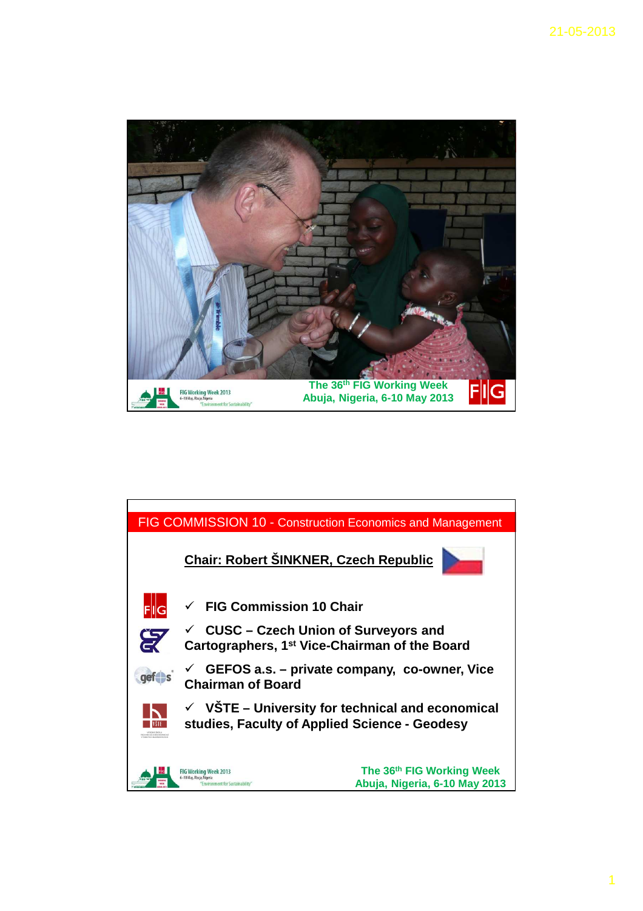The 36th FIG Working Week
Abuja, Nigeria, 6-10 May 2013

## FIG COMMISSION 10 - Construction Economics and Management

**Chair: Robert ŠINKNER, Czech Republic**

- ✓ **FIG Commission 10 Chair**
- ✓ **CUSC – Czech Union of Surveyors and Cartographers, 1st Vice-Chairman of the Board**
- ✓ **GEFOS a.s. – private company, co-owner, Vice Chairman of Board**
- ✓ **VŠTE – University for technical and economical studies, Faculty of Applied Science - Geodesy**

The 36th FIG Working Week
Abuja, Nigeria, 6-10 May 2013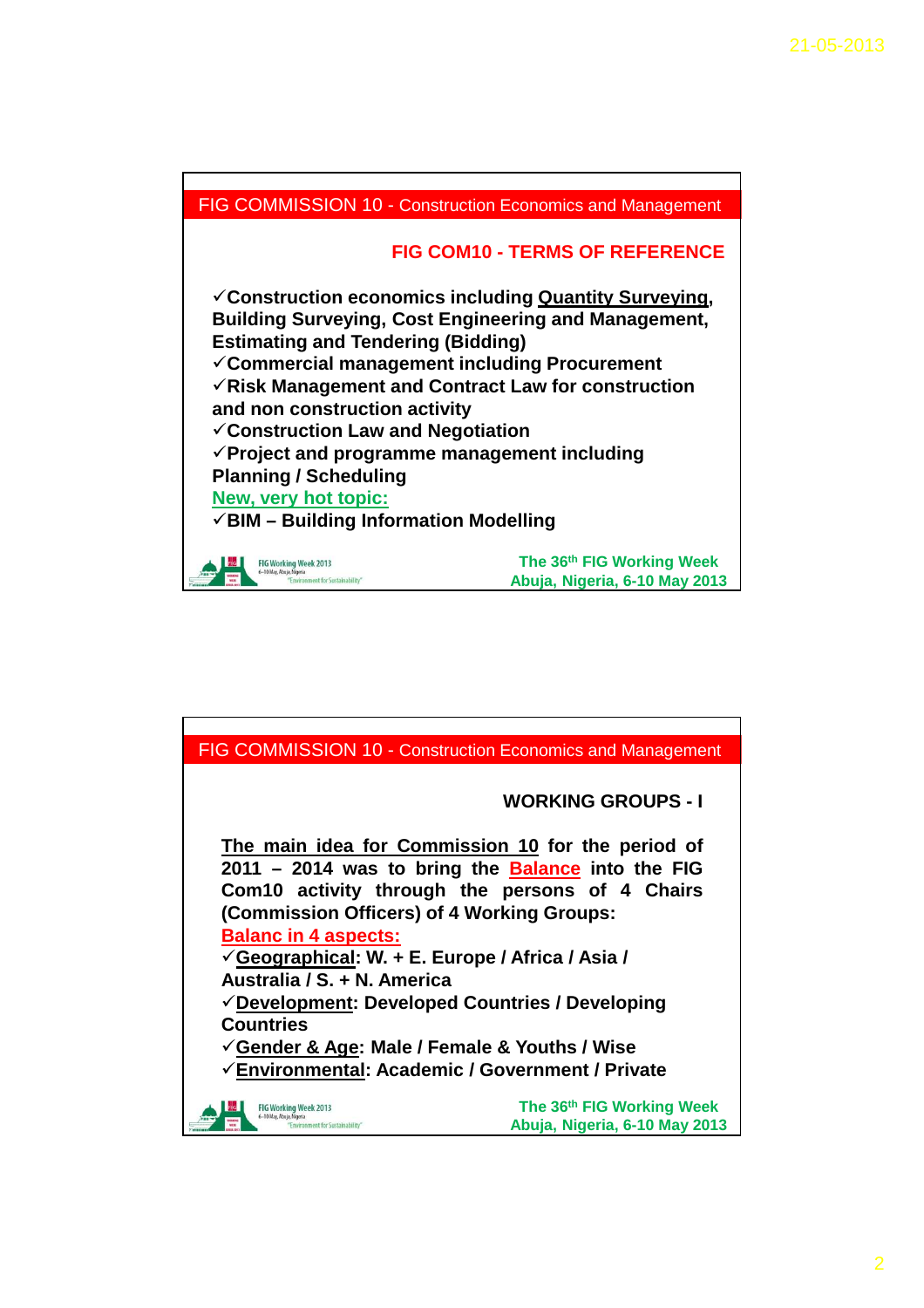## FIG COMMISSION 10 - Construction Economics and Management

### FIG COM10 - TERMS OF REFERENCE

- ✓Construction economics including Quantity Surveying, Building Surveying, Cost Engineering and Management, Estimating and Tendering (Bidding)
- ✓Commercial management including Procurement
- ✓Risk Management and Contract Law for construction and non construction activity
- ✓Construction Law and Negotiation
- ✓Project and programme management including Planning / Scheduling

New, very hot topic:

- ✓BIM – Building Information Modelling

The 36th FIG Working Week
Abuja, Nigeria, 6-10 May 2013

## FIG COMMISSION 10 - Construction Economics and Management

### WORKING GROUPS - I

**The main idea for Commission 10 for the period of 2011 – 2014 was to bring the Balance into the FIG Com10 activity through the persons of 4 Chairs (Commission Officers) of 4 Working Groups:**

Balanc in 4 aspects:

- ✓Geographical: W. + E. Europe / Africa / Asia / Australia / S. + N. America
- ✓Development: Developed Countries / Developing Countries
- ✓Gender & Age: Male / Female & Youths / Wise
- ✓Environmental: Academic / Government / Private

The 36th FIG Working Week
Abuja, Nigeria, 6-10 May 2013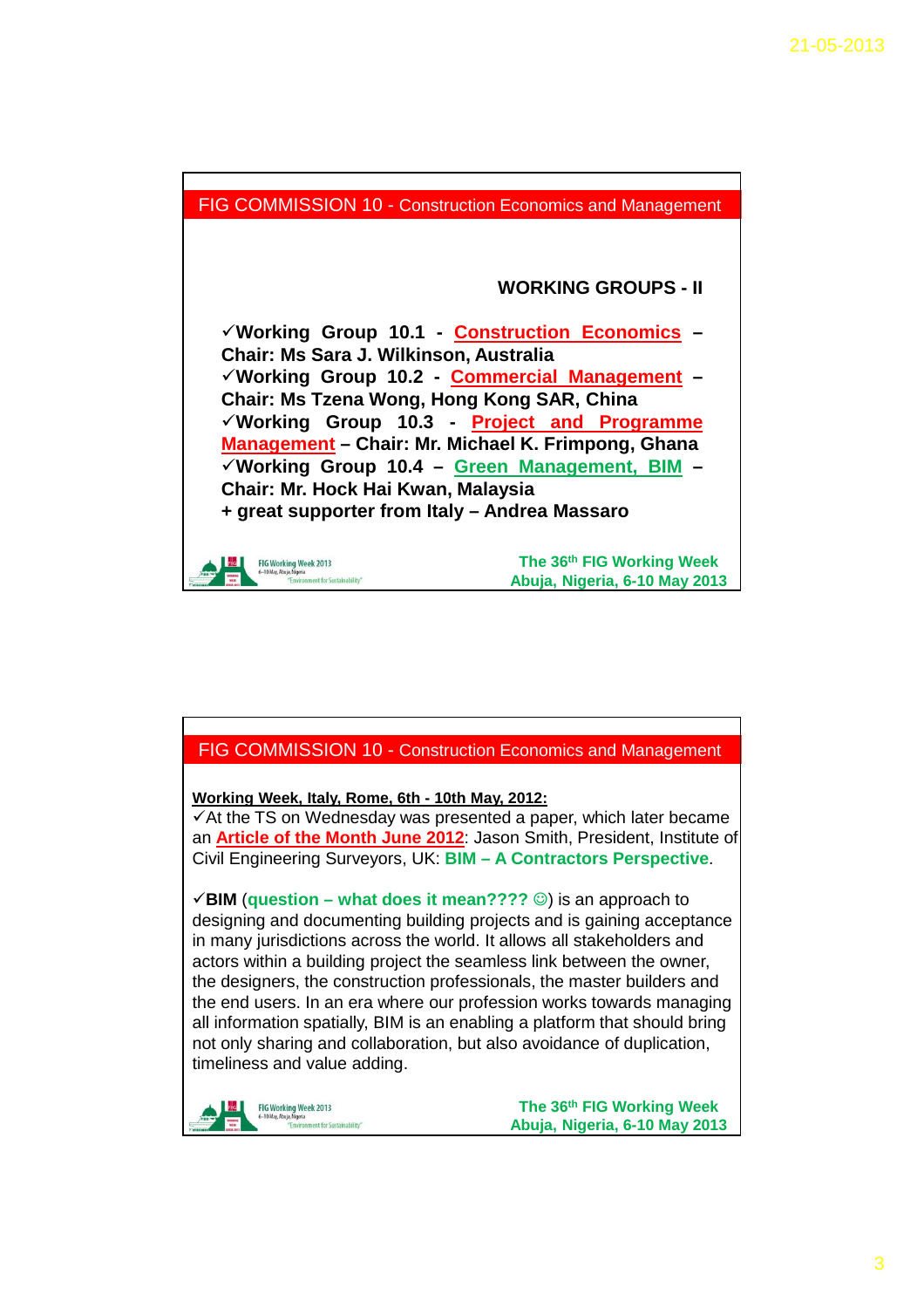## FIG COMMISSION 10 - Construction Economics and Management

### WORKING GROUPS - II

✓**Working Group 10.1 - Construction Economics – Chair: Ms Sara J. Wilkinson, Australia**
✓**Working Group 10.2 - Commercial Management – Chair: Ms Tzena Wong, Hong Kong SAR, China**
✓**Working Group 10.3 - Project and Programme Management – Chair: Mr. Michael K. Frimpong, Ghana**
✓**Working Group 10.4 – Green Management, BIM – Chair: Mr. Hock Hai Kwan, Malaysia**
**+ great supporter from Italy – Andrea Massaro**

**The 36th FIG Working Week**
**Abuja, Nigeria, 6-10 May 2013**

## FIG COMMISSION 10 - Construction Economics and Management

**Working Week, Italy, Rome, 6th - 10th May, 2012:**

✓At the TS on Wednesday was presented a paper, which later became an **Article of the Month June 2012**: Jason Smith, President, Institute of Civil Engineering Surveyors, UK: **BIM – A Contractors Perspective**.

✓**BIM** (**question – what does it mean???? ☺**) is an approach to designing and documenting building projects and is gaining acceptance in many jurisdictions across the world. It allows all stakeholders and actors within a building project the seamless link between the owner, the designers, the construction professionals, the master builders and the end users. In an era where our profession works towards managing all information spatially, BIM is an enabling a platform that should bring not only sharing and collaboration, but also avoidance of duplication, timeliness and value adding.

**The 36th FIG Working Week**
**Abuja, Nigeria, 6-10 May 2013**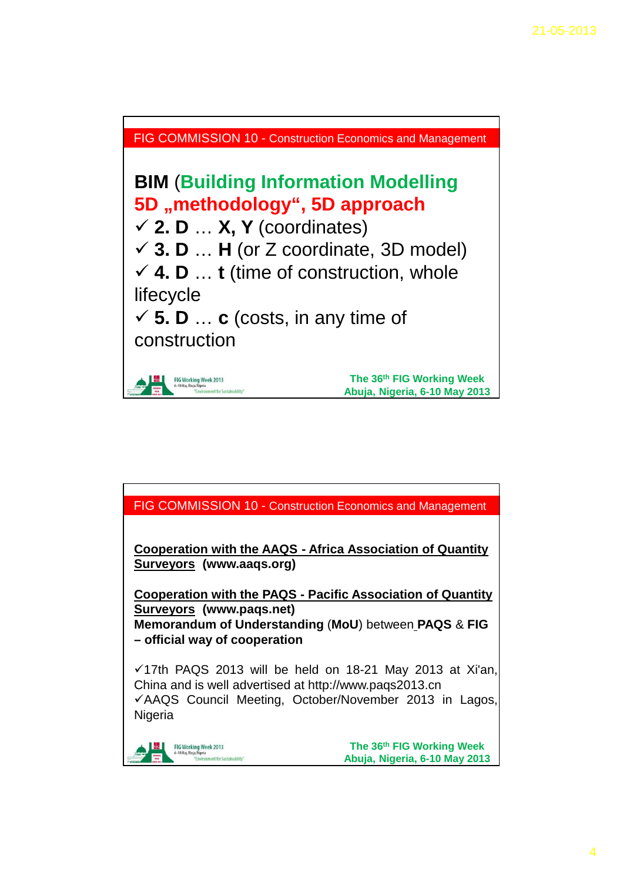FIG COMMISSION 10 - Construction Economics and Management

**BIM** (**Building Information Modelling**
**5D „methodology“, 5D approach**

- ✓ **2. D** … **X, Y** (coordinates)
- ✓ **3. D** … **H** (or Z coordinate, 3D model)
- ✓ **4. D** … **t** (time of construction, whole lifecycle
- ✓ **5. D** … **c** (costs, in any time of construction

**The 36th FIG Working Week**
**Abuja, Nigeria, 6-10 May 2013**

---

FIG COMMISSION 10 - Construction Economics and Management

**Cooperation with the AAQS - Africa Association of Quantity Surveyors** **(www.aaqs.org)**

**Cooperation with the PAQS - Pacific Association of Quantity Surveyors** **(www.paqs.net)**
**Memorandum of Understanding** (**MoU**) between **PAQS** & **FIG – official way of cooperation**

✓17th PAQS 2013 will be held on 18-21 May 2013 at Xi'an, China and is well advertised at http://www.paqs2013.cn
✓AAQS Council Meeting, October/November 2013 in Lagos, Nigeria

**The 36th FIG Working Week**
**Abuja, Nigeria, 6-10 May 2013**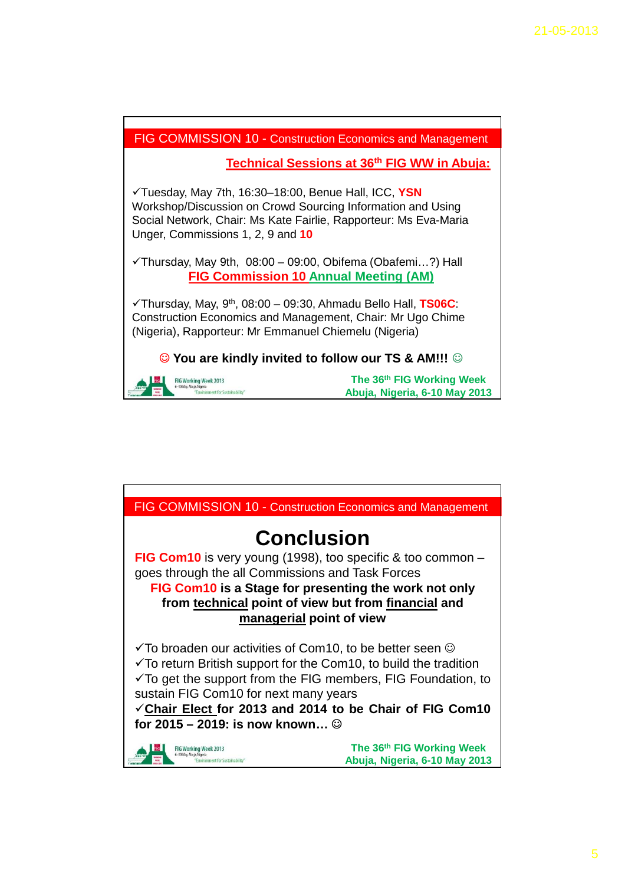## FIG COMMISSION 10 - Construction Economics and Management

**Technical Sessions at 36th FIG WW in Abuja:**

✓Tuesday, May 7th, 16:30–18:00, Benue Hall, ICC, **YSN** Workshop/Discussion on Crowd Sourcing Information and Using Social Network, Chair: Ms Kate Fairlie, Rapporteur: Ms Eva-Maria Unger, Commissions 1, 2, 9 and **10**

✓Thursday, May 9th, 08:00 – 09:00, Obifema (Obafemi…?) Hall
**FIG Commission 10 Annual Meeting (AM)**

✓Thursday, May, 9th, 08:00 – 09:30, Ahmadu Bello Hall, **TS06C**: Construction Economics and Management, Chair: Mr Ugo Chime (Nigeria), Rapporteur: Mr Emmanuel Chiemelu (Nigeria)

**☺ You are kindly invited to follow our TS & AM!!! ☺**

The 36th FIG Working Week
Abuja, Nigeria, 6-10 May 2013

## FIG COMMISSION 10 - Construction Economics and Management

# Conclusion

**FIG Com10** is very young (1998), too specific & too common – goes through the all Commissions and Task Forces

**FIG Com10 is a Stage for presenting the work not only from technical point of view but from financial and managerial point of view**

✓To broaden our activities of Com10, to be better seen ☺
✓To return British support for the Com10, to build the tradition
✓To get the support from the FIG members, FIG Foundation, to sustain FIG Com10 for next many years
✓**Chair Elect for 2013 and 2014 to be Chair of FIG Com10 for 2015 – 2019: is now known…** ☺

The 36th FIG Working Week
Abuja, Nigeria, 6-10 May 2013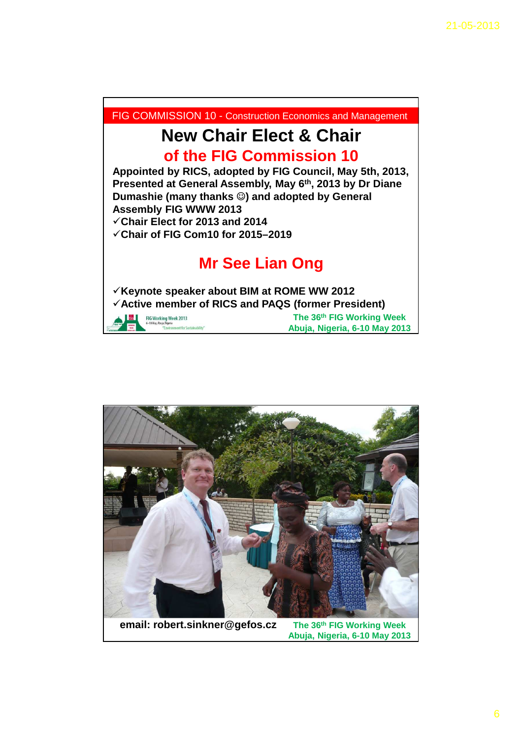FIG COMMISSION 10 - Construction Economics and Management

## New Chair Elect & Chair

## of the FIG Commission 10

**Appointed by RICS, adopted by FIG Council, May 5th, 2013, Presented at General Assembly, May 6th, 2013 by Dr Diane Dumashie (many thanks ☺) and adopted by General Assembly FIG WWW 2013**

- ✓**Chair Elect for 2013 and 2014**
- ✓**Chair of FIG Com10 for 2015–2019**

## Mr See Lian Ong

- ✓**Keynote speaker about BIM at ROME WW 2012**
- ✓**Active member of RICS and PAQS (former President)**

FIG Working Week 2013
6–10 May, Abuja, Nigeria
"Environment for Sustainability"

The 36th FIG Working Week
Abuja, Nigeria, 6-10 May 2013

---

**email: robert.sinkner@gefos.cz**

The 36th FIG Working Week
Abuja, Nigeria, 6-10 May 2013